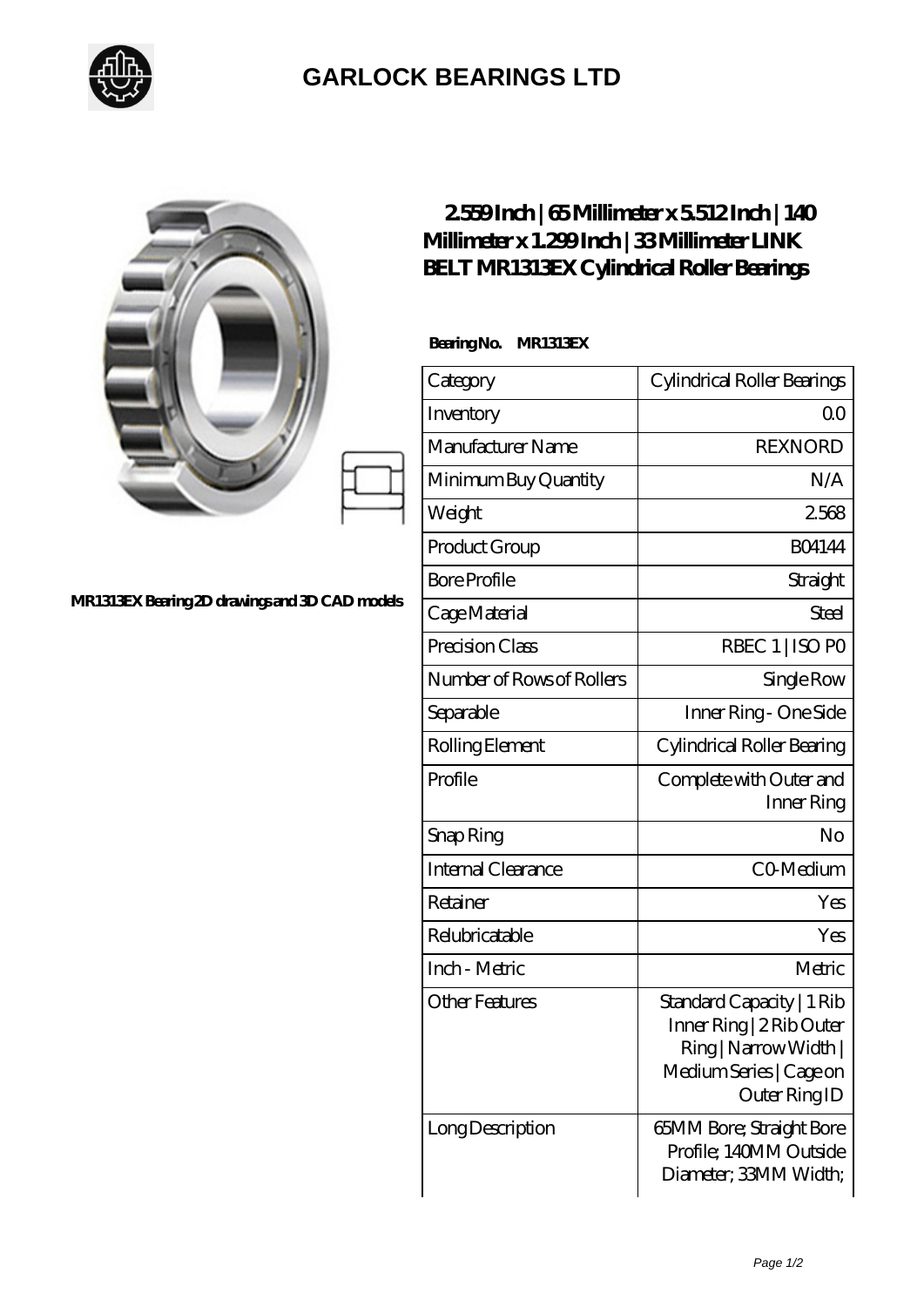# GARLOCK BEARINGS LTD

MR1313EX Bearing 2D drawings and 3D CAD models

## 2.559 Inch | 65 Millimeter x 5.512 Inch | 140 Millimeter x 1.299 Inch | 33 Millimeter LINK BELT MR1313EX Cylindrical Roller Bearings

**Bearing No. MR1313EX**

| Category | Cylindrical Roller Bearings |
|---|---|
| Inventory | 0.0 |
| Manufacturer Name | REXNORD |
| Minimum Buy Quantity | N/A |
| Weight | 2.568 |
| Product Group | B04144 |
| Bore Profile | Straight |
| Cage Material | Steel |
| Precision Class | RBEC 1 \| ISO P0 |
| Number of Rows of Rollers | Single Row |
| Separable | Inner Ring - One Side |
| Rolling Element | Cylindrical Roller Bearing |
| Profile | Complete with Outer and Inner Ring |
| Snap Ring | No |
| Internal Clearance | C0-Medium |
| Retainer | Yes |
| Relubricatable | Yes |
| Inch - Metric | Metric |
| Other Features | Standard Capacity \| 1 Rib Inner Ring \| 2 Rib Outer Ring \| Narrow Width \| Medium Series \| Cage on Outer Ring ID |
| Long Description | 65MM Bore; Straight Bore Profile; 140MM Outside Diameter; 33MM Width; |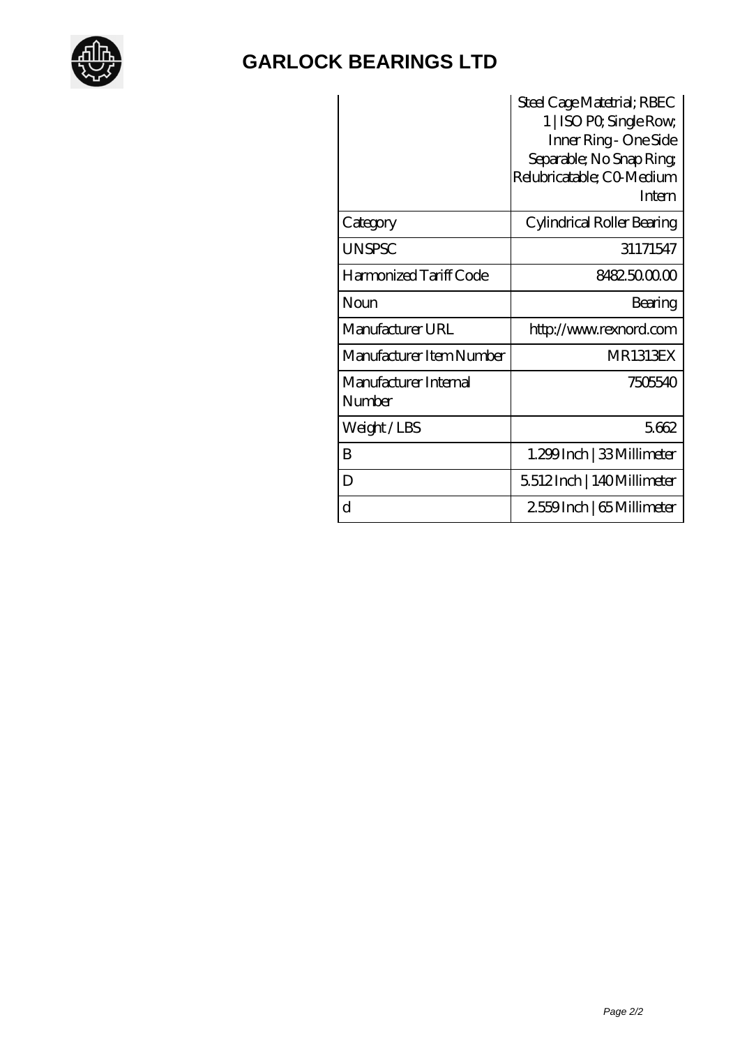| | |
|---|---|
| | Steel Cage Matetrial; RBEC 1 \| ISO P0; Single Row; Inner Ring - One Side Separable; No Snap Ring; Relubricatable; C0-Medium Intern |
| Category | Cylindrical Roller Bearing |
| UNSPSC | 31171547 |
| Harmonized Tariff Code | 8482.50.00.00 |
| Noun | Bearing |
| Manufacturer URL | http://www.rexnord.com |
| Manufacturer Item Number | MR1313EX |
| Manufacturer Internal Number | 7505540 |
| Weight / LBS | 5.662 |
| B | 1.299 Inch \| 33 Millimeter |
| D | 5.512 Inch \| 140 Millimeter |
| d | 2.559 Inch \| 65 Millimeter |